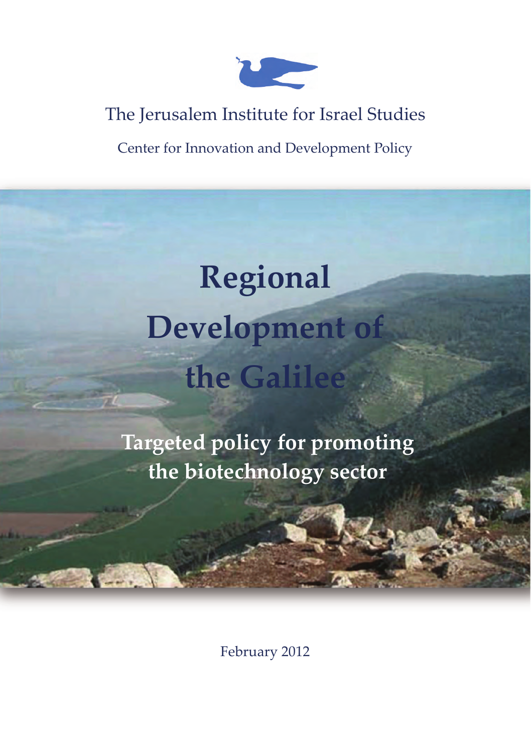The Jerusalem Institute for Israel Studies

Center for Innovation and Development Policy

# Regional Development of the Galilee

## Targeted policy for promoting the biotechnology sector

February 2012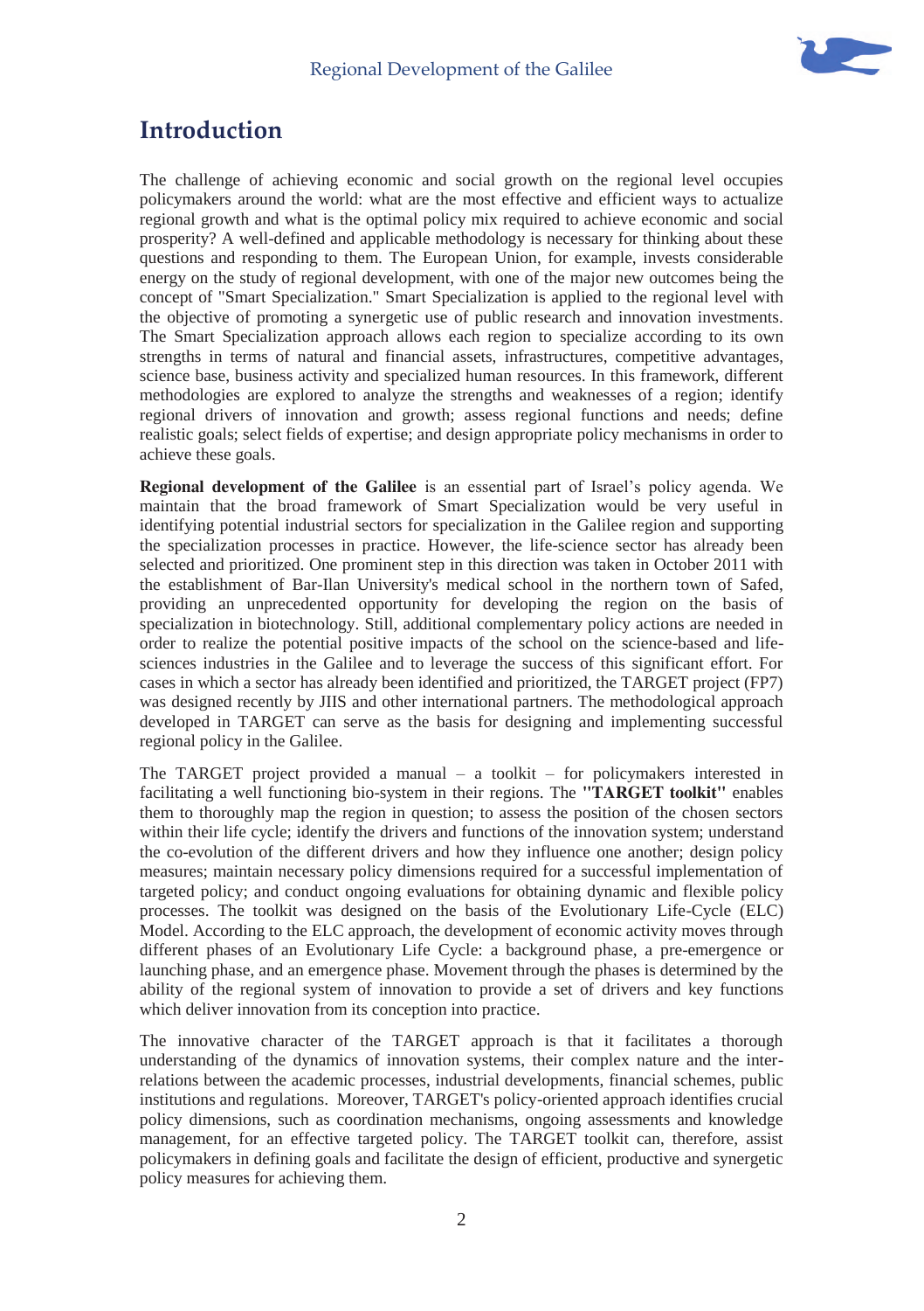# Introduction

The challenge of achieving economic and social growth on the regional level occupies policymakers around the world: what are the most effective and efficient ways to actualize regional growth and what is the optimal policy mix required to achieve economic and social prosperity? A well-defined and applicable methodology is necessary for thinking about these questions and responding to them. The European Union, for example, invests considerable energy on the study of regional development, with one of the major new outcomes being the concept of "Smart Specialization." Smart Specialization is applied to the regional level with the objective of promoting a synergetic use of public research and innovation investments. The Smart Specialization approach allows each region to specialize according to its own strengths in terms of natural and financial assets, infrastructures, competitive advantages, science base, business activity and specialized human resources. In this framework, different methodologies are explored to analyze the strengths and weaknesses of a region; identify regional drivers of innovation and growth; assess regional functions and needs; define realistic goals; select fields of expertise; and design appropriate policy mechanisms in order to achieve these goals.

**Regional development of the Galilee** is an essential part of Israel's policy agenda. We maintain that the broad framework of Smart Specialization would be very useful in identifying potential industrial sectors for specialization in the Galilee region and supporting the specialization processes in practice. However, the life-science sector has already been selected and prioritized. One prominent step in this direction was taken in October 2011 with the establishment of Bar-Ilan University's medical school in the northern town of Safed, providing an unprecedented opportunity for developing the region on the basis of specialization in biotechnology. Still, additional complementary policy actions are needed in order to realize the potential positive impacts of the school on the science-based and life-sciences industries in the Galilee and to leverage the success of this significant effort. For cases in which a sector has already been identified and prioritized, the TARGET project (FP7) was designed recently by JIIS and other international partners. The methodological approach developed in TARGET can serve as the basis for designing and implementing successful regional policy in the Galilee.

The TARGET project provided a manual – a toolkit – for policymakers interested in facilitating a well functioning bio-system in their regions. The **"TARGET toolkit"** enables them to thoroughly map the region in question; to assess the position of the chosen sectors within their life cycle; identify the drivers and functions of the innovation system; understand the co-evolution of the different drivers and how they influence one another; design policy measures; maintain necessary policy dimensions required for a successful implementation of targeted policy; and conduct ongoing evaluations for obtaining dynamic and flexible policy processes. The toolkit was designed on the basis of the Evolutionary Life-Cycle (ELC) Model. According to the ELC approach, the development of economic activity moves through different phases of an Evolutionary Life Cycle: a background phase, a pre-emergence or launching phase, and an emergence phase. Movement through the phases is determined by the ability of the regional system of innovation to provide a set of drivers and key functions which deliver innovation from its conception into practice.

The innovative character of the TARGET approach is that it facilitates a thorough understanding of the dynamics of innovation systems, their complex nature and the inter-relations between the academic processes, industrial developments, financial schemes, public institutions and regulations. Moreover, TARGET's policy-oriented approach identifies crucial policy dimensions, such as coordination mechanisms, ongoing assessments and knowledge management, for an effective targeted policy. The TARGET toolkit can, therefore, assist policymakers in defining goals and facilitate the design of efficient, productive and synergetic policy measures for achieving them.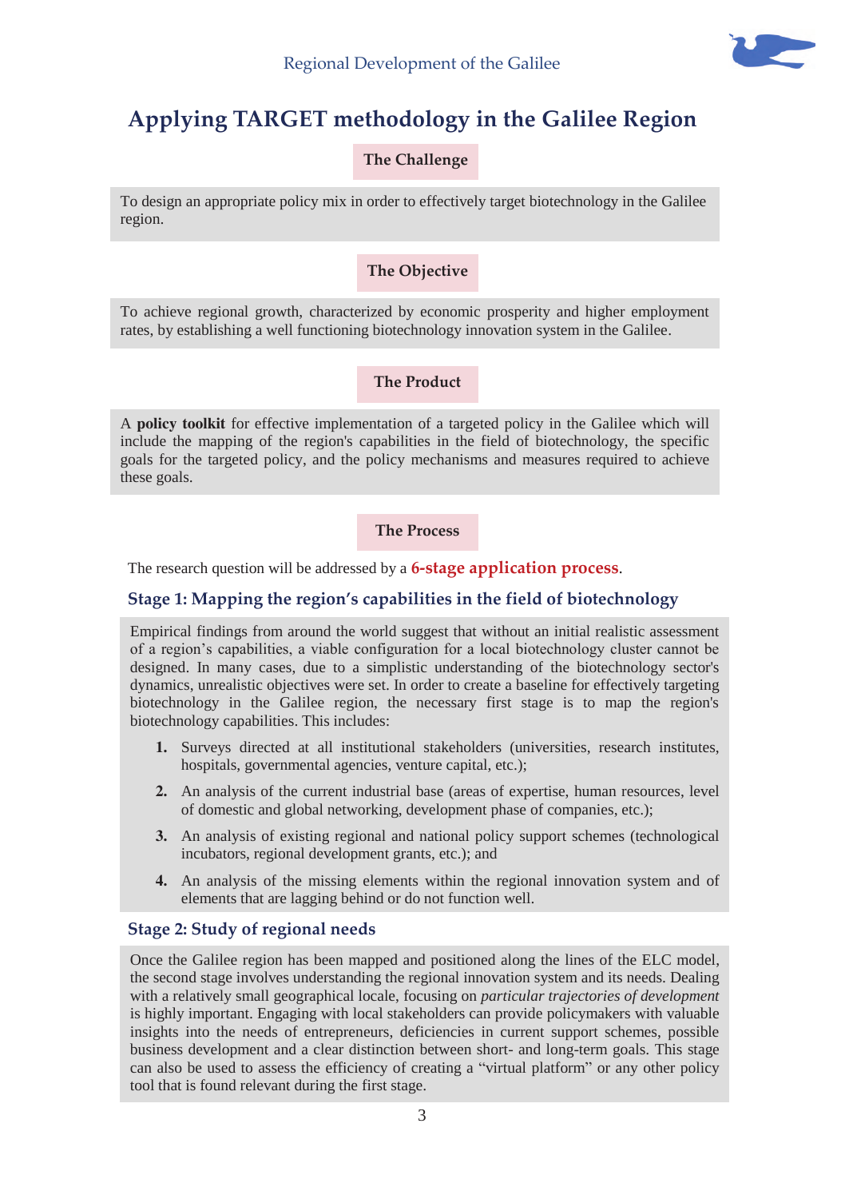# Applying TARGET methodology in the Galilee Region

## The Challenge

To design an appropriate policy mix in order to effectively target biotechnology in the Galilee region.

## The Objective

To achieve regional growth, characterized by economic prosperity and higher employment rates, by establishing a well functioning biotechnology innovation system in the Galilee.

## The Product

A **policy toolkit** for effective implementation of a targeted policy in the Galilee which will include the mapping of the region's capabilities in the field of biotechnology, the specific goals for the targeted policy, and the policy mechanisms and measures required to achieve these goals.

## The Process

The research question will be addressed by a **6-stage application process**.

### Stage 1: Mapping the region's capabilities in the field of biotechnology

Empirical findings from around the world suggest that without an initial realistic assessment of a region's capabilities, a viable configuration for a local biotechnology cluster cannot be designed. In many cases, due to a simplistic understanding of the biotechnology sector's dynamics, unrealistic objectives were set. In order to create a baseline for effectively targeting biotechnology in the Galilee region, the necessary first stage is to map the region's biotechnology capabilities. This includes:

1. Surveys directed at all institutional stakeholders (universities, research institutes, hospitals, governmental agencies, venture capital, etc.);
2. An analysis of the current industrial base (areas of expertise, human resources, level of domestic and global networking, development phase of companies, etc.);
3. An analysis of existing regional and national policy support schemes (technological incubators, regional development grants, etc.); and
4. An analysis of the missing elements within the regional innovation system and of elements that are lagging behind or do not function well.

### Stage 2: Study of regional needs

Once the Galilee region has been mapped and positioned along the lines of the ELC model, the second stage involves understanding the regional innovation system and its needs. Dealing with a relatively small geographical locale, focusing on *particular trajectories of development* is highly important. Engaging with local stakeholders can provide policymakers with valuable insights into the needs of entrepreneurs, deficiencies in current support schemes, possible business development and a clear distinction between short- and long-term goals. This stage can also be used to assess the efficiency of creating a "virtual platform" or any other policy tool that is found relevant during the first stage.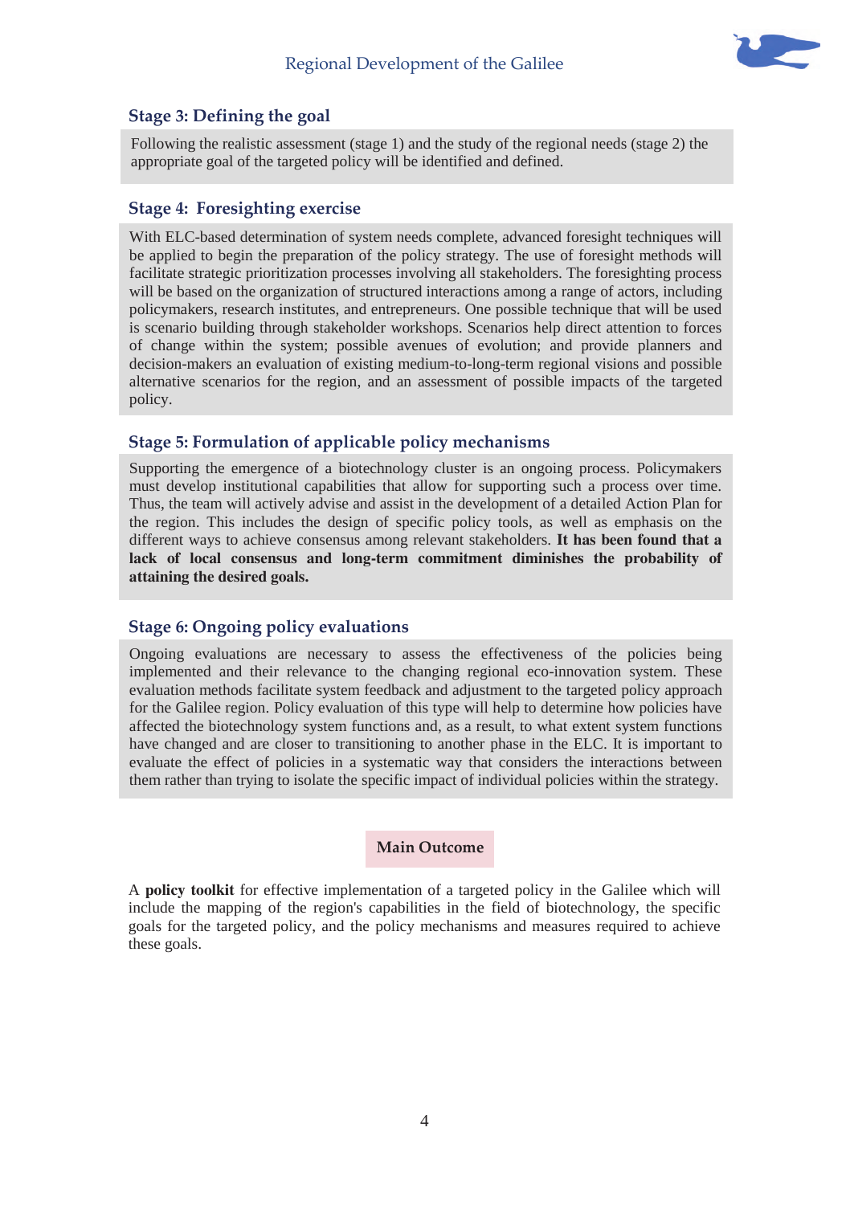### Stage 3: Defining the goal

Following the realistic assessment (stage 1) and the study of the regional needs (stage 2) the appropriate goal of the targeted policy will be identified and defined.

### Stage 4: Foresighting exercise

With ELC-based determination of system needs complete, advanced foresight techniques will be applied to begin the preparation of the policy strategy. The use of foresight methods will facilitate strategic prioritization processes involving all stakeholders. The foresighting process will be based on the organization of structured interactions among a range of actors, including policymakers, research institutes, and entrepreneurs. One possible technique that will be used is scenario building through stakeholder workshops. Scenarios help direct attention to forces of change within the system; possible avenues of evolution; and provide planners and decision-makers an evaluation of existing medium-to-long-term regional visions and possible alternative scenarios for the region, and an assessment of possible impacts of the targeted policy.

### Stage 5: Formulation of applicable policy mechanisms

Supporting the emergence of a biotechnology cluster is an ongoing process. Policymakers must develop institutional capabilities that allow for supporting such a process over time. Thus, the team will actively advise and assist in the development of a detailed Action Plan for the region. This includes the design of specific policy tools, as well as emphasis on the different ways to achieve consensus among relevant stakeholders. **It has been found that a lack of local consensus and long-term commitment diminishes the probability of attaining the desired goals.**

### Stage 6: Ongoing policy evaluations

Ongoing evaluations are necessary to assess the effectiveness of the policies being implemented and their relevance to the changing regional eco-innovation system. These evaluation methods facilitate system feedback and adjustment to the targeted policy approach for the Galilee region. Policy evaluation of this type will help to determine how policies have affected the biotechnology system functions and, as a result, to what extent system functions have changed and are closer to transitioning to another phase in the ELC. It is important to evaluate the effect of policies in a systematic way that considers the interactions between them rather than trying to isolate the specific impact of individual policies within the strategy.

**Main Outcome**

A **policy toolkit** for effective implementation of a targeted policy in the Galilee which will include the mapping of the region's capabilities in the field of biotechnology, the specific goals for the targeted policy, and the policy mechanisms and measures required to achieve these goals.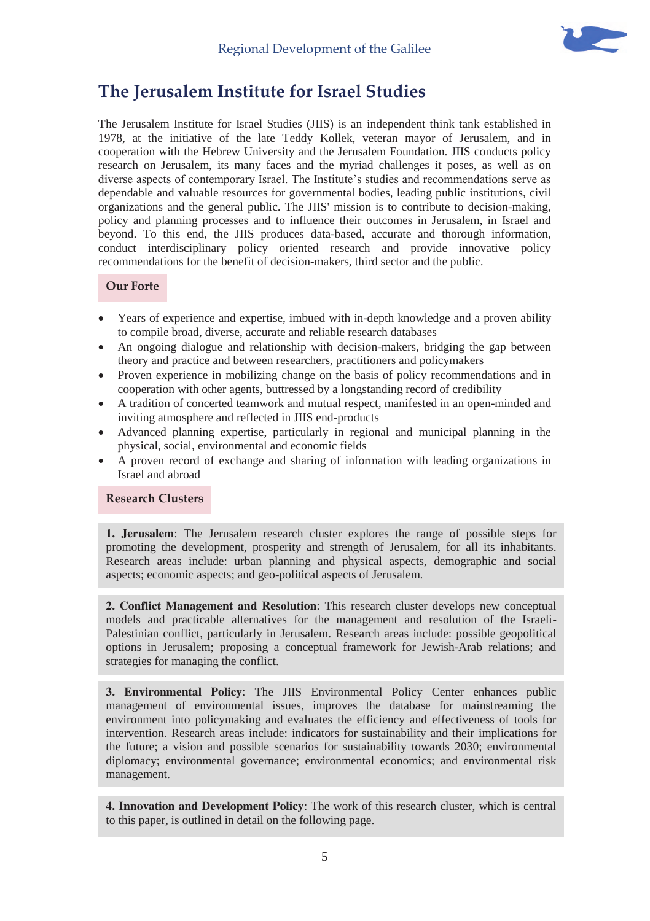# The Jerusalem Institute for Israel Studies

The Jerusalem Institute for Israel Studies (JIIS) is an independent think tank established in 1978, at the initiative of the late Teddy Kollek, veteran mayor of Jerusalem, and in cooperation with the Hebrew University and the Jerusalem Foundation. JIIS conducts policy research on Jerusalem, its many faces and the myriad challenges it poses, as well as on diverse aspects of contemporary Israel. The Institute's studies and recommendations serve as dependable and valuable resources for governmental bodies, leading public institutions, civil organizations and the general public. The JIIS' mission is to contribute to decision-making, policy and planning processes and to influence their outcomes in Jerusalem, in Israel and beyond. To this end, the JIIS produces data-based, accurate and thorough information, conduct interdisciplinary policy oriented research and provide innovative policy recommendations for the benefit of decision-makers, third sector and the public.

## Our Forte

- Years of experience and expertise, imbued with in-depth knowledge and a proven ability to compile broad, diverse, accurate and reliable research databases
- An ongoing dialogue and relationship with decision-makers, bridging the gap between theory and practice and between researchers, practitioners and policymakers
- Proven experience in mobilizing change on the basis of policy recommendations and in cooperation with other agents, buttressed by a longstanding record of credibility
- A tradition of concerted teamwork and mutual respect, manifested in an open-minded and inviting atmosphere and reflected in JIIS end-products
- Advanced planning expertise, particularly in regional and municipal planning in the physical, social, environmental and economic fields
- A proven record of exchange and sharing of information with leading organizations in Israel and abroad

## Research Clusters

**1. Jerusalem**: The Jerusalem research cluster explores the range of possible steps for promoting the development, prosperity and strength of Jerusalem, for all its inhabitants. Research areas include: urban planning and physical aspects, demographic and social aspects; economic aspects; and geo-political aspects of Jerusalem.

**2. Conflict Management and Resolution**: This research cluster develops new conceptual models and practicable alternatives for the management and resolution of the Israeli-Palestinian conflict, particularly in Jerusalem. Research areas include: possible geopolitical options in Jerusalem; proposing a conceptual framework for Jewish-Arab relations; and strategies for managing the conflict.

**3. Environmental Policy**: The JIIS Environmental Policy Center enhances public management of environmental issues, improves the database for mainstreaming the environment into policymaking and evaluates the efficiency and effectiveness of tools for intervention. Research areas include: indicators for sustainability and their implications for the future; a vision and possible scenarios for sustainability towards 2030; environmental diplomacy; environmental governance; environmental economics; and environmental risk management.

**4. Innovation and Development Policy**: The work of this research cluster, which is central to this paper, is outlined in detail on the following page.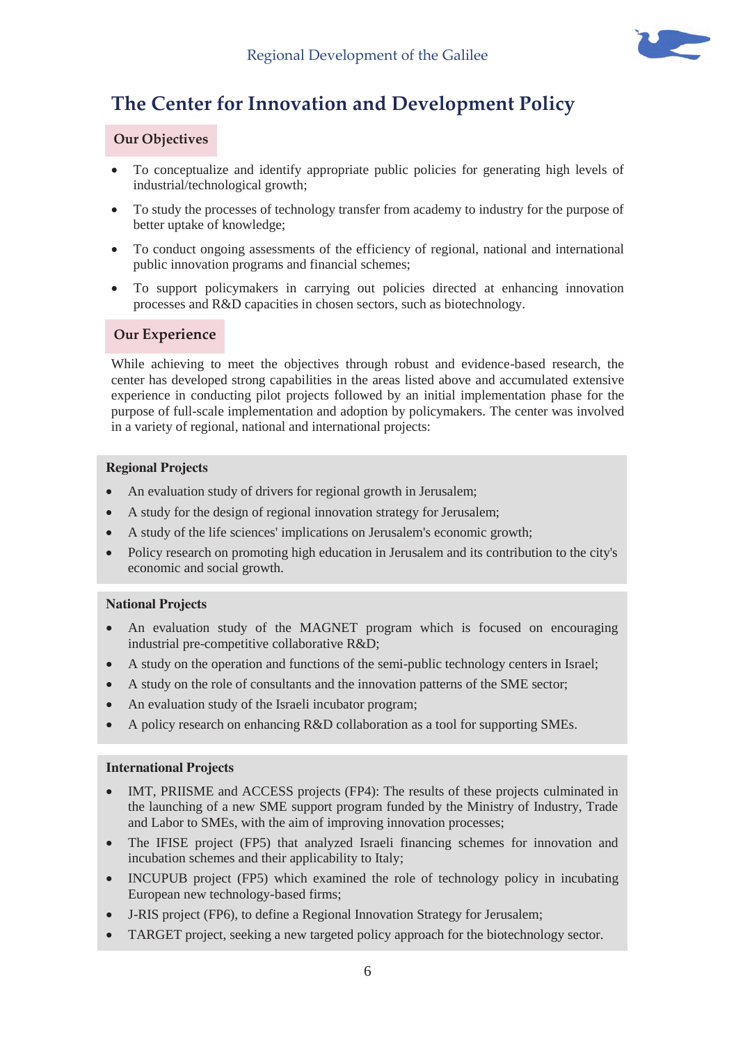# The Center for Innovation and Development Policy

## Our Objectives

- To conceptualize and identify appropriate public policies for generating high levels of industrial/technological growth;
- To study the processes of technology transfer from academy to industry for the purpose of better uptake of knowledge;
- To conduct ongoing assessments of the efficiency of regional, national and international public innovation programs and financial schemes;
- To support policymakers in carrying out policies directed at enhancing innovation processes and R&D capacities in chosen sectors, such as biotechnology.

## Our Experience

While achieving to meet the objectives through robust and evidence-based research, the center has developed strong capabilities in the areas listed above and accumulated extensive experience in conducting pilot projects followed by an initial implementation phase for the purpose of full-scale implementation and adoption by policymakers. The center was involved in a variety of regional, national and international projects:

### Regional Projects

- An evaluation study of drivers for regional growth in Jerusalem;
- A study for the design of regional innovation strategy for Jerusalem;
- A study of the life sciences' implications on Jerusalem's economic growth;
- Policy research on promoting high education in Jerusalem and its contribution to the city's economic and social growth.

### National Projects

- An evaluation study of the MAGNET program which is focused on encouraging industrial pre-competitive collaborative R&D;
- A study on the operation and functions of the semi-public technology centers in Israel;
- A study on the role of consultants and the innovation patterns of the SME sector;
- An evaluation study of the Israeli incubator program;
- A policy research on enhancing R&D collaboration as a tool for supporting SMEs.

### International Projects

- IMT, PRIISME and ACCESS projects (FP4): The results of these projects culminated in the launching of a new SME support program funded by the Ministry of Industry, Trade and Labor to SMEs, with the aim of improving innovation processes;
- The IFISE project (FP5) that analyzed Israeli financing schemes for innovation and incubation schemes and their applicability to Italy;
- INCUPUB project (FP5) which examined the role of technology policy in incubating European new technology-based firms;
- J-RIS project (FP6), to define a Regional Innovation Strategy for Jerusalem;
- TARGET project, seeking a new targeted policy approach for the biotechnology sector.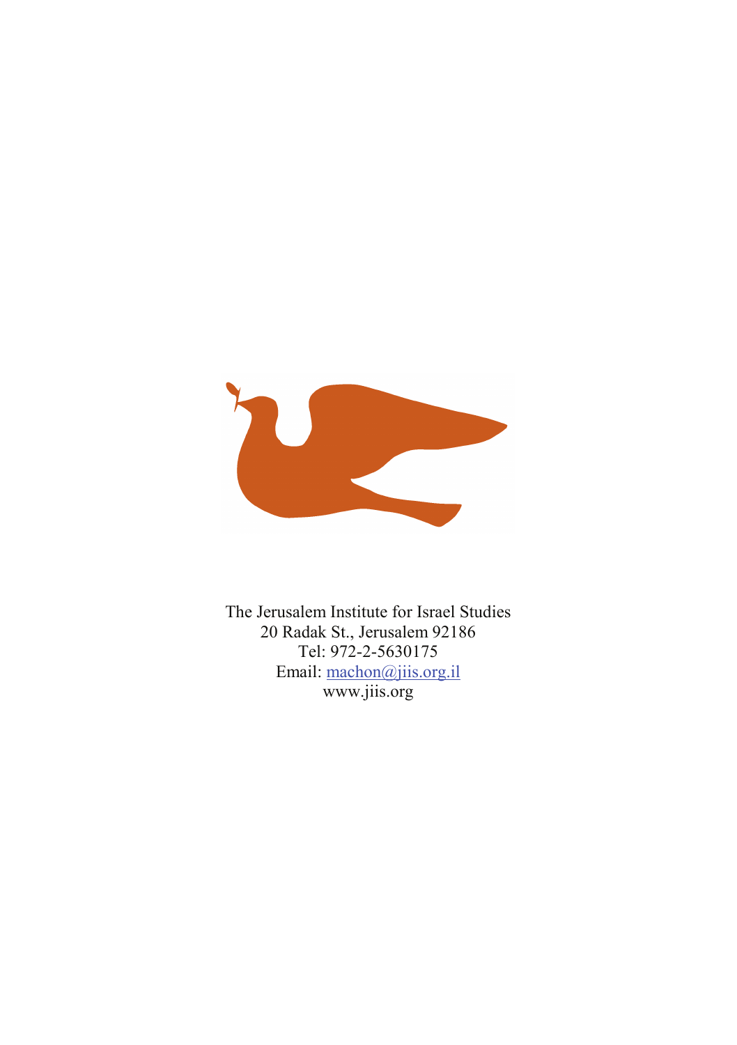The Jerusalem Institute for Israel Studies
20 Radak St., Jerusalem 92186
Tel: 972-2-5630175
Email: machon@jiis.org.il
www.jiis.org